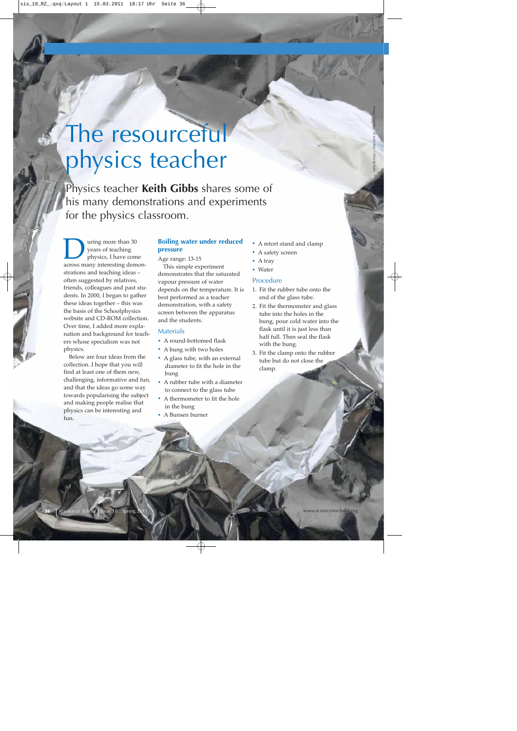# The resourceful physics teacher

Physics teacher **Keith Gibbs** shares some of his many demonstrations and experiments for the physics classroom.

During more than 30 years of teaching physics, I have come across many interesting demonstrations and teaching ideas – often suggested by relatives, friends, colleagues and past students. In 2000, I began to gather these ideas together – this was the basis of the Schoolphysics website and CD-ROM collection. Over time, I added more explanation and background for teachers whose specialism was not physics.

Below are four ideas from the collection. I hope that you will find at least one of them new, challenging, informative and fun, and that the ideas go some way towards popularising the subject and making people realise that physics can be interesting and fun.

## Boiling water under reduced pressure

Age range: 13-15

This simple experiment demonstrates that the saturated vapour pressure of water depends on the temperature. It is best performed as a teacher demonstration, with a safety screen between the apparatus and the students.

### Materials

- A round-bottomed flask
- A bung with two holes
- A glass tube, with an external diameter to fit the hole in the bung
- A rubber tube with a diameter to connect to the glass tube
- A thermometer to fit the hole in the bung
- A Bunsen burner
- A retort stand and clamp
- A safety screen
- A tray
- Water

### Procedure

1. Fit the rubber tube onto the end of the glass tube.
2. Fit the thermometer and glass tube into the holes in the bung, pour cold water into the flask until it is just less than half full. Then seal the flask with the bung.
3. Fit the clamp onto the rubber tube but do not close the clamp.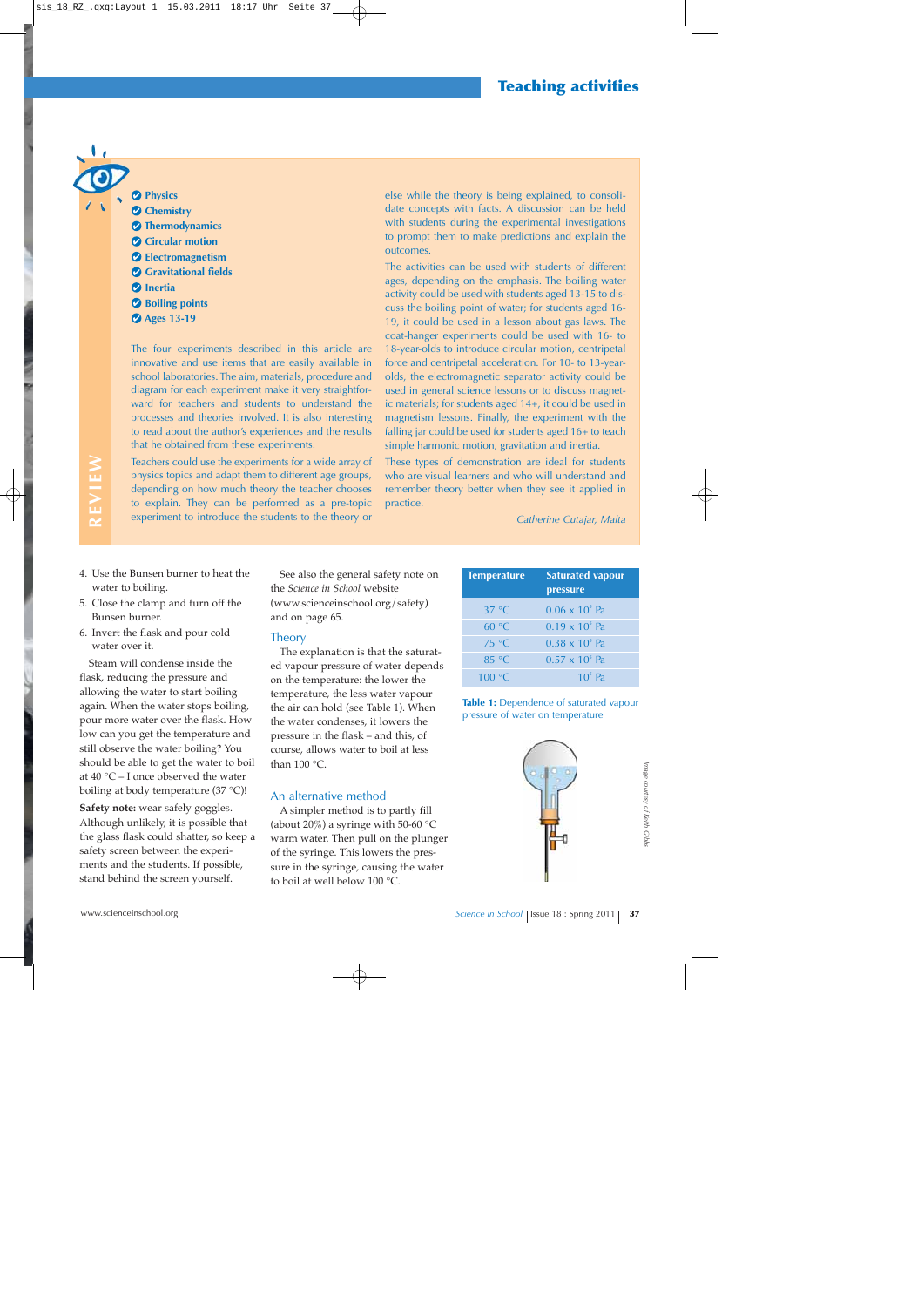## Teaching activities

- Physics
- Chemistry
- Thermodynamics
- Circular motion
- Electromagnetism
- Gravitational fields
- Inertia
- Boiling points
- Ages 13-19

The four experiments described in this article are innovative and use items that are easily available in school laboratories. The aim, materials, procedure and diagram for each experiment make it very straightforward for teachers and students to understand the processes and theories involved. It is also interesting to read about the author's experiences and the results that he obtained from these experiments.

Teachers could use the experiments for a wide array of physics topics and adapt them to different age groups, depending on how much theory the teacher chooses to explain. They can be performed as a pre-topic experiment to introduce the students to the theory or else while the theory is being explained, to consolidate concepts with facts. A discussion can be held with students during the experimental investigations to prompt them to make predictions and explain the outcomes.

The activities can be used with students of different ages, depending on the emphasis. The boiling water activity could be used with students aged 13-15 to discuss the boiling point of water; for students aged 16-19, it could be used in a lesson about gas laws. The coat-hanger experiments could be used with 16- to 18-year-olds to introduce circular motion, centripetal force and centripetal acceleration. For 10- to 13-year-olds, the electromagnetic separator activity could be used in general science lessons or to discuss magnetic materials; for students aged 14+, it could be used in magnetism lessons. Finally, the experiment with the falling jar could be used for students aged 16+ to teach simple harmonic motion, gravitation and inertia.

These types of demonstration are ideal for students who are visual learners and who will understand and remember theory better when they see it applied in practice.

*Catherine Cutajar, Malta*

REVIEW

4. Use the Bunsen burner to heat the water to boiling.
5. Close the clamp and turn off the Bunsen burner.
6. Invert the flask and pour cold water over it.

Steam will condense inside the flask, reducing the pressure and allowing the water to start boiling again. When the water stops boiling, pour more water over the flask. How low can you get the temperature and still observe the water boiling? You should be able to get the water to boil at 40 °C – I once observed the water boiling at body temperature (37 °C)!

**Safety note:** wear safely goggles. Although unlikely, it is possible that the glass flask could shatter, so keep a safety screen between the experiments and the students. If possible, stand behind the screen yourself.

See also the general safety note on the *Science in School* website (www.scienceinschool.org/safety) and on page 65.

### Theory

The explanation is that the saturated vapour pressure of water depends on the temperature: the lower the temperature, the less water vapour the air can hold (see Table 1). When the water condenses, it lowers the pressure in the flask – and this, of course, allows water to boil at less than 100 °C.

### An alternative method

A simpler method is to partly fill (about 20%) a syringe with 50-60 °C warm water. Then pull on the plunger of the syringe. This lowers the pressure in the syringe, causing the water to boil at well below 100 °C.

| Temperature | Saturated vapour pressure |
|---|---|
| 37 °C | $0.06 \times 10^5$ Pa |
| 60 °C | $0.19 \times 10^5$ Pa |
| 75 °C | $0.38 \times 10^5$ Pa |
| 85 °C | $0.57 \times 10^5$ Pa |
| 100 °C | $10^5$ Pa |

**Table 1:** Dependence of saturated vapour pressure of water on temperature

*Image courtesy of Keith Gibbs*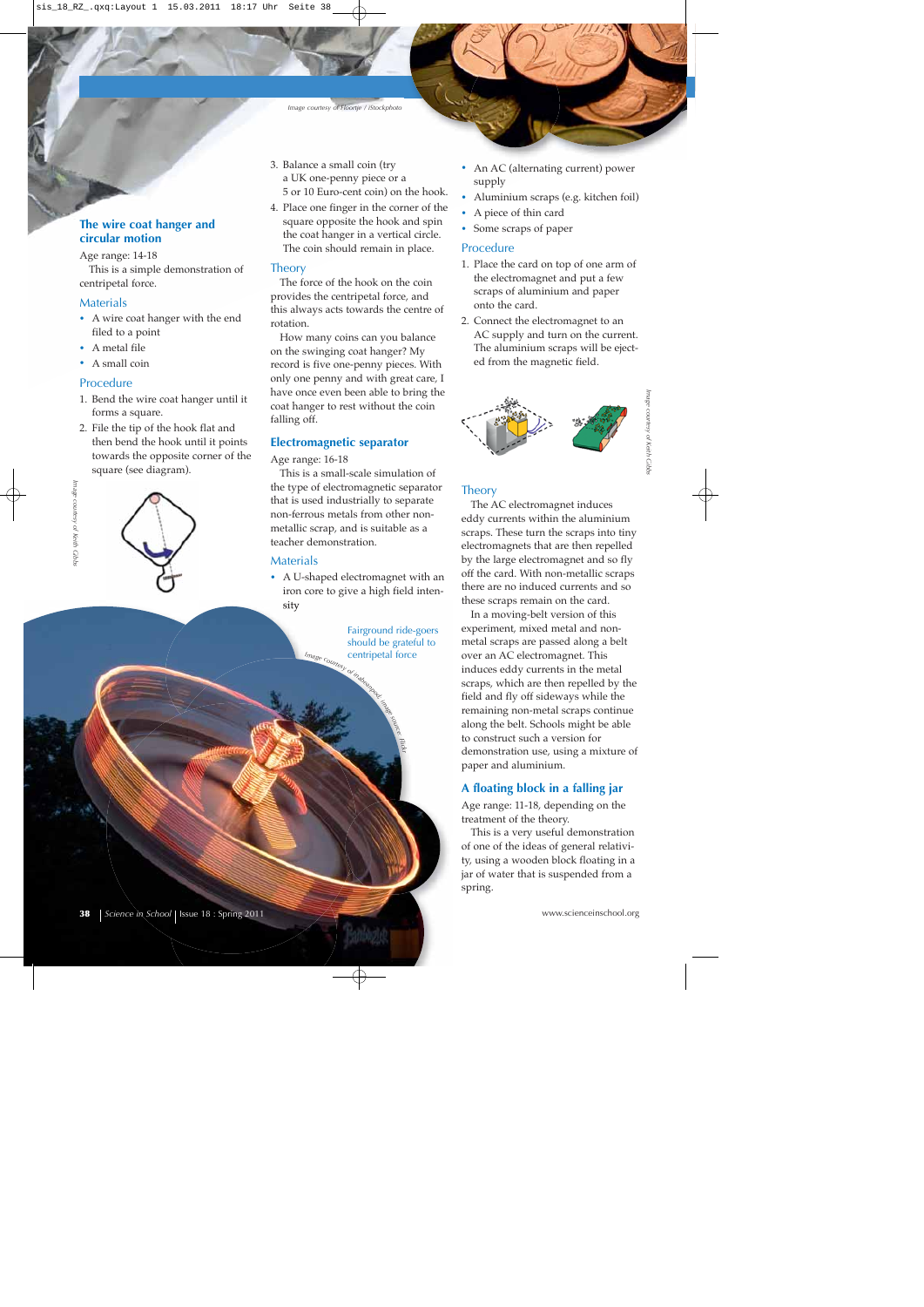## The wire coat hanger and circular motion

Age range: 14-18

This is a simple demonstration of centripetal force.

### Materials

- A wire coat hanger with the end filed to a point
- A metal file
- A small coin

### Procedure

1. Bend the wire coat hanger until it forms a square.
2. File the tip of the hook flat and then bend the hook until it points towards the opposite corner of the square (see diagram).
3. Balance a small coin (try a UK one-penny piece or a 5 or 10 Euro-cent coin) on the hook.
4. Place one finger in the corner of the square opposite the hook and spin the coat hanger in a vertical circle. The coin should remain in place.

### Theory

The force of the hook on the coin provides the centripetal force, and this always acts towards the centre of rotation.

How many coins can you balance on the swinging coat hanger? My record is five one-penny pieces. With only one penny and with great care, I have once even been able to bring the coat hanger to rest without the coin falling off.

Fairground ride-goers should be grateful to centripetal force

## Electromagnetic separator

Age range: 16-18

This is a small-scale simulation of the type of electromagnetic separator that is used industrially to separate non-ferrous metals from other non-metallic scrap, and is suitable as a teacher demonstration.

### Materials

- A U-shaped electromagnet with an iron core to give a high field intensity
- An AC (alternating current) power supply
- Aluminium scraps (e.g. kitchen foil)
- A piece of thin card
- Some scraps of paper

### Procedure

1. Place the card on top of one arm of the electromagnet and put a few scraps of aluminium and paper onto the card.
2. Connect the electromagnet to an AC supply and turn on the current. The aluminium scraps will be ejected from the magnetic field.

### Theory

The AC electromagnet induces eddy currents within the aluminium scraps. These turn the scraps into tiny electromagnets that are then repelled by the large electromagnet and so fly off the card. With non-metallic scraps there are no induced currents and so these scraps remain on the card.

In a moving-belt version of this experiment, mixed metal and non-metal scraps are passed along a belt over an AC electromagnet. This induces eddy currents in the metal scraps, which are then repelled by the field and fly off sideways while the remaining non-metal scraps continue along the belt. Schools might be able to construct such a version for demonstration use, using a mixture of paper and aluminium.

## A floating block in a falling jar

Age range: 11-18, depending on the treatment of the theory.

This is a very useful demonstration of one of the ideas of general relativity, using a wooden block floating in a jar of water that is suspended from a spring.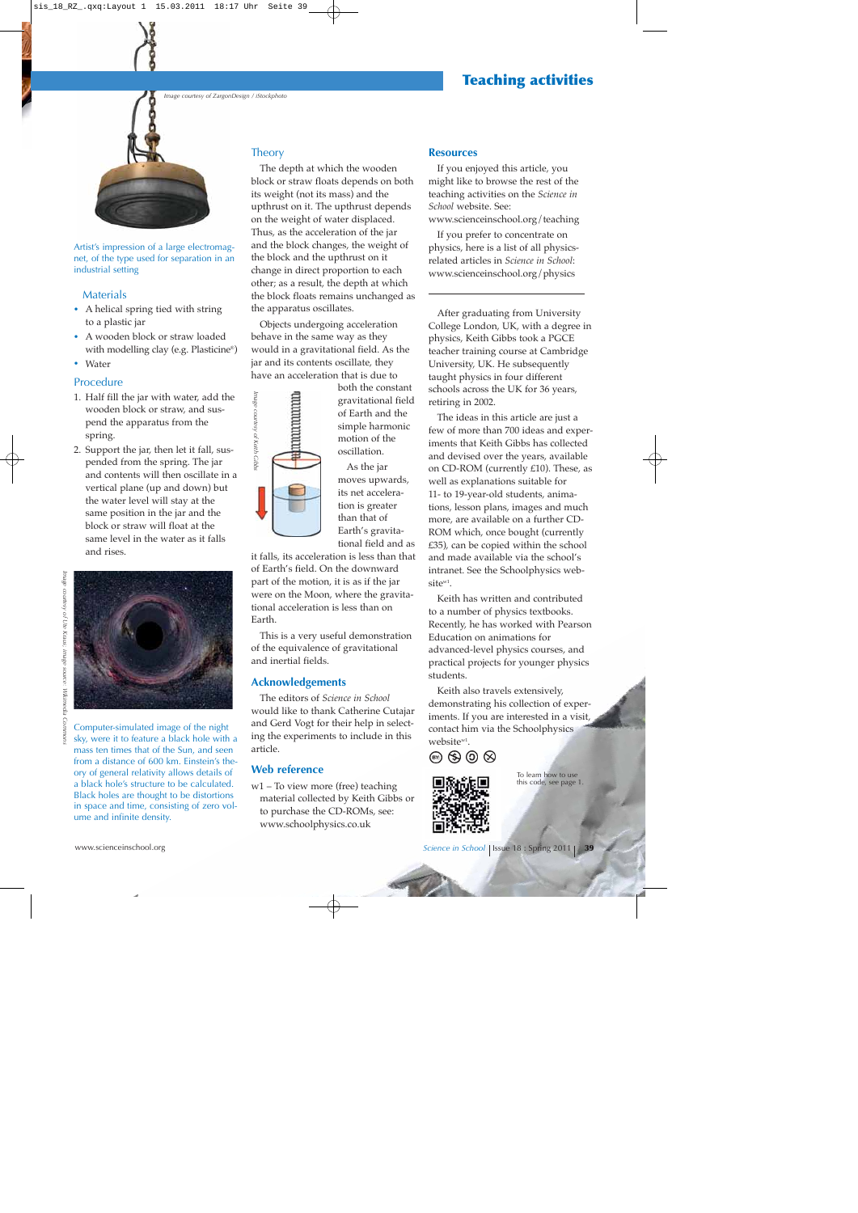Image courtesy of ZargonDesign / iStockphoto

Artist's impression of a large electromagnet, of the type used for separation in an industrial setting

### Materials

- A helical spring tied with string to a plastic jar
- A wooden block or straw loaded with modelling clay (e.g. Plasticine®)
- Water

### Procedure

1. Half fill the jar with water, add the wooden block or straw, and suspend the apparatus from the spring.
2. Support the jar, then let it fall, suspended from the spring. The jar and contents will then oscillate in a vertical plane (up and down) but the water level will stay at the same position in the jar and the block or straw will float at the same level in the water as it falls and rises.

Image courtesy of Ute Kraus; image source: Wikimedia Commons

Computer-simulated image of the night sky, were it to feature a black hole with a mass ten times that of the Sun, and seen from a distance of 600 km. Einstein's theory of general relativity allows details of a black hole's structure to be calculated. Black holes are thought to be distortions in space and time, consisting of zero volume and infinite density.

### Theory

The depth at which the wooden block or straw floats depends on both its weight (not its mass) and the upthrust on it. The upthrust depends on the weight of water displaced. Thus, as the acceleration of the jar and the block changes, the weight of the block and the upthrust on it change in direct proportion to each other; as a result, the depth at which the block floats remains unchanged as the apparatus oscillates.

Objects undergoing acceleration behave in the same way as they would in a gravitational field. As the jar and its contents oscillate, they have an acceleration that is due to both the constant gravitational field of Earth and the simple harmonic motion of the oscillation.

Image courtesy of Keith Gibbs

As the jar moves upwards, its net acceleration is greater than that of Earth's gravitational field and as it falls, its acceleration is less than that of Earth's field. On the downward part of the motion, it is as if the jar were on the Moon, where the gravitational acceleration is less than on Earth.

This is a very useful demonstration of the equivalence of gravitational and inertial fields.

### Acknowledgements

The editors of *Science in School* would like to thank Catherine Cutajar and Gerd Vogt for their help in selecting the experiments to include in this article.

### Web reference

w1 – To view more (free) teaching material collected by Keith Gibbs or to purchase the CD-ROMs, see: www.schoolphysics.co.uk

### Resources

If you enjoyed this article, you might like to browse the rest of the teaching activities on the *Science in School* website. See: www.scienceinschool.org/teaching

If you prefer to concentrate on physics, here is a list of all physics-related articles in *Science in School*: www.scienceinschool.org/physics

---

After graduating from University College London, UK, with a degree in physics, Keith Gibbs took a PGCE teacher training course at Cambridge University, UK. He subsequently taught physics in four different schools across the UK for 36 years, retiring in 2002.

The ideas in this article are just a few of more than 700 ideas and experiments that Keith Gibbs has collected and devised over the years, available on CD-ROM (currently £10). These, as well as explanations suitable for 11- to 19-year-old students, animations, lesson plans, images and much more, are available on a further CD-ROM which, once bought (currently £35), can be copied within the school and made available via the school's intranet. See the Schoolphysics website[w1].

Keith has written and contributed to a number of physics textbooks. Recently, he has worked with Pearson Education on animations for advanced-level physics courses, and practical projects for younger physics students.

Keith also travels extensively, demonstrating his collection of experiments. If you are interested in a visit, contact him via the Schoolphysics website[w1].

To learn how to use this code, see page 1.